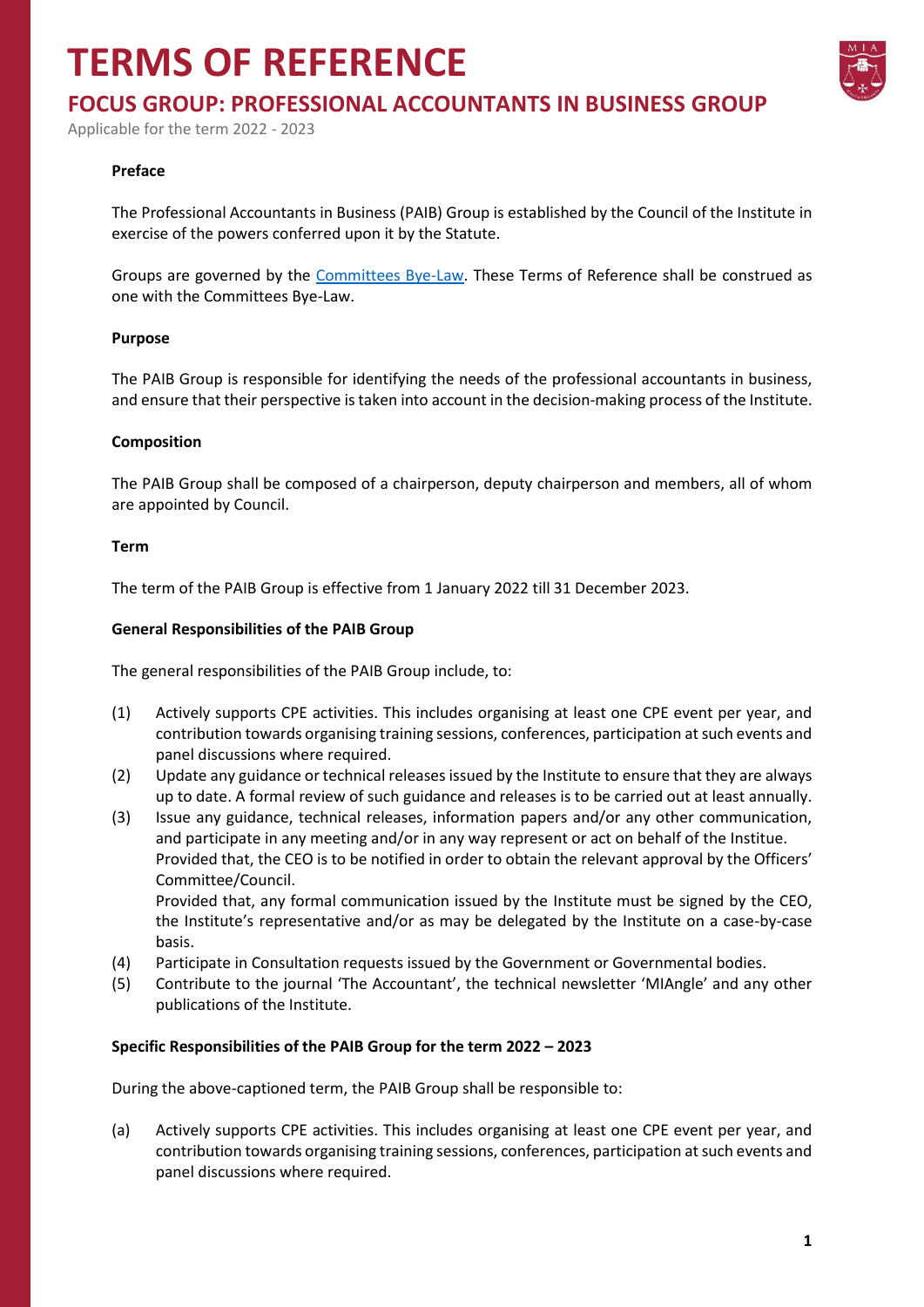# TERMS OF REFERENCE

## FOCUS GROUP: PROFESSIONAL ACCOUNTANTS IN BUSINESS GROUP

Applicable for the term 2022 - 2023

**Preface**

The Professional Accountants in Business (PAIB) Group is established by the Council of the Institute in exercise of the powers conferred upon it by the Statute.

Groups are governed by the [Committees Bye-Law](). These Terms of Reference shall be construed as one with the Committees Bye-Law.

**Purpose**

The PAIB Group is responsible for identifying the needs of the professional accountants in business, and ensure that their perspective is taken into account in the decision-making process of the Institute.

**Composition**

The PAIB Group shall be composed of a chairperson, deputy chairperson and members, all of whom are appointed by Council.

**Term**

The term of the PAIB Group is effective from 1 January 2022 till 31 December 2023.

**General Responsibilities of the PAIB Group**

The general responsibilities of the PAIB Group include, to:

(1) Actively supports CPE activities. This includes organising at least one CPE event per year, and contribution towards organising training sessions, conferences, participation at such events and panel discussions where required.

(2) Update any guidance or technical releases issued by the Institute to ensure that they are always up to date. A formal review of such guidance and releases is to be carried out at least annually.

(3) Issue any guidance, technical releases, information papers and/or any other communication, and participate in any meeting and/or in any way represent or act on behalf of the Institue.
Provided that, the CEO is to be notified in order to obtain the relevant approval by the Officers' Committee/Council.
Provided that, any formal communication issued by the Institute must be signed by the CEO, the Institute's representative and/or as may be delegated by the Institute on a case-by-case basis.

(4) Participate in Consultation requests issued by the Government or Governmental bodies.

(5) Contribute to the journal 'The Accountant', the technical newsletter 'MIAngle' and any other publications of the Institute.

**Specific Responsibilities of the PAIB Group for the term 2022 – 2023**

During the above-captioned term, the PAIB Group shall be responsible to:

(a) Actively supports CPE activities. This includes organising at least one CPE event per year, and contribution towards organising training sessions, conferences, participation at such events and panel discussions where required.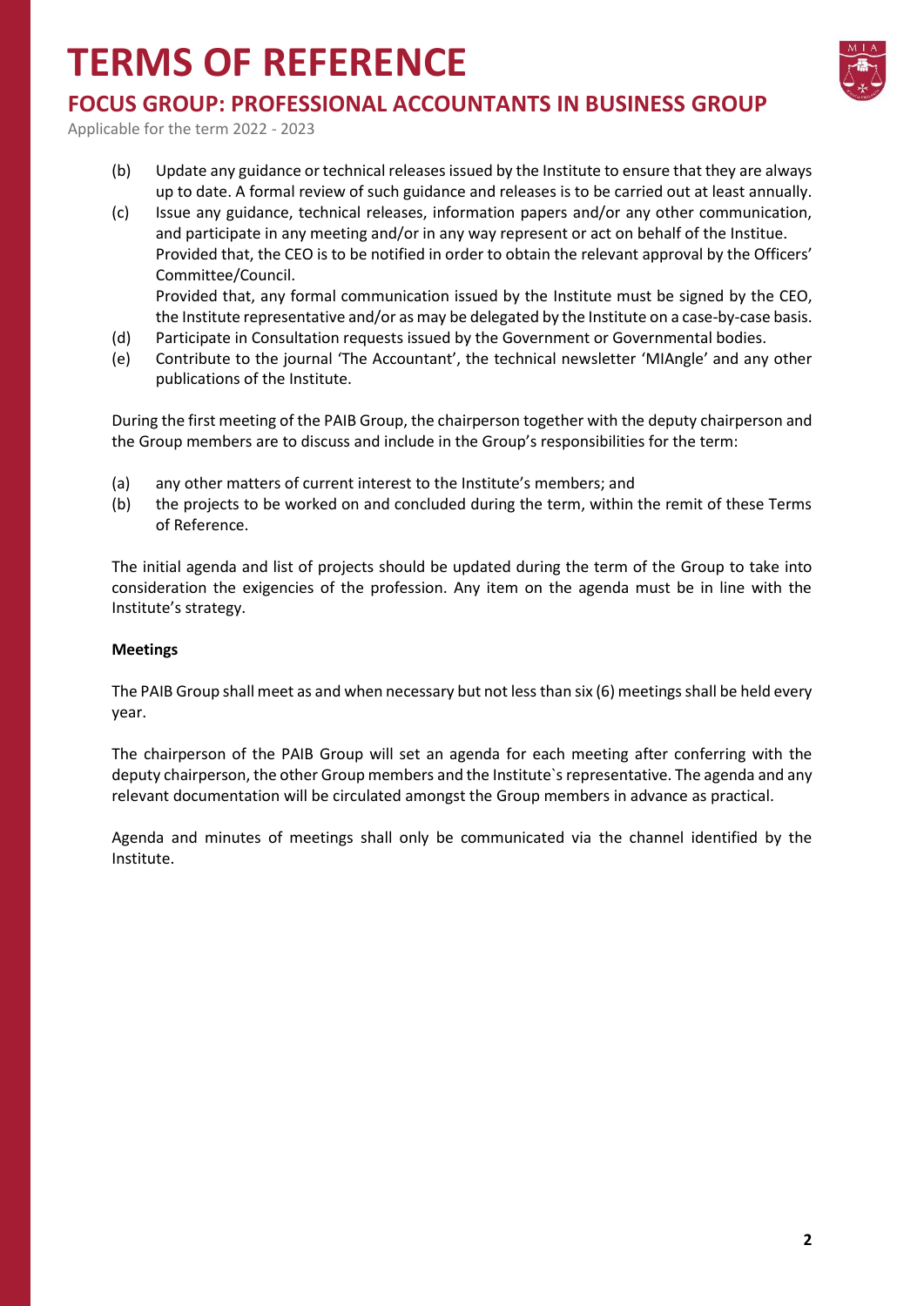(b) Update any guidance or technical releases issued by the Institute to ensure that they are always up to date. A formal review of such guidance and releases is to be carried out at least annually.

(c) Issue any guidance, technical releases, information papers and/or any other communication, and participate in any meeting and/or in any way represent or act on behalf of the Institue. Provided that, the CEO is to be notified in order to obtain the relevant approval by the Officers' Committee/Council.
Provided that, any formal communication issued by the Institute must be signed by the CEO, the Institute representative and/or as may be delegated by the Institute on a case-by-case basis.

(d) Participate in Consultation requests issued by the Government or Governmental bodies.

(e) Contribute to the journal 'The Accountant', the technical newsletter 'MIAngle' and any other publications of the Institute.

During the first meeting of the PAIB Group, the chairperson together with the deputy chairperson and the Group members are to discuss and include in the Group's responsibilities for the term:

(a) any other matters of current interest to the Institute's members; and

(b) the projects to be worked on and concluded during the term, within the remit of these Terms of Reference.

The initial agenda and list of projects should be updated during the term of the Group to take into consideration the exigencies of the profession. Any item on the agenda must be in line with the Institute's strategy.

**Meetings**

The PAIB Group shall meet as and when necessary but not less than six (6) meetings shall be held every year.

The chairperson of the PAIB Group will set an agenda for each meeting after conferring with the deputy chairperson, the other Group members and the Institute`s representative. The agenda and any relevant documentation will be circulated amongst the Group members in advance as practical.

Agenda and minutes of meetings shall only be communicated via the channel identified by the Institute.